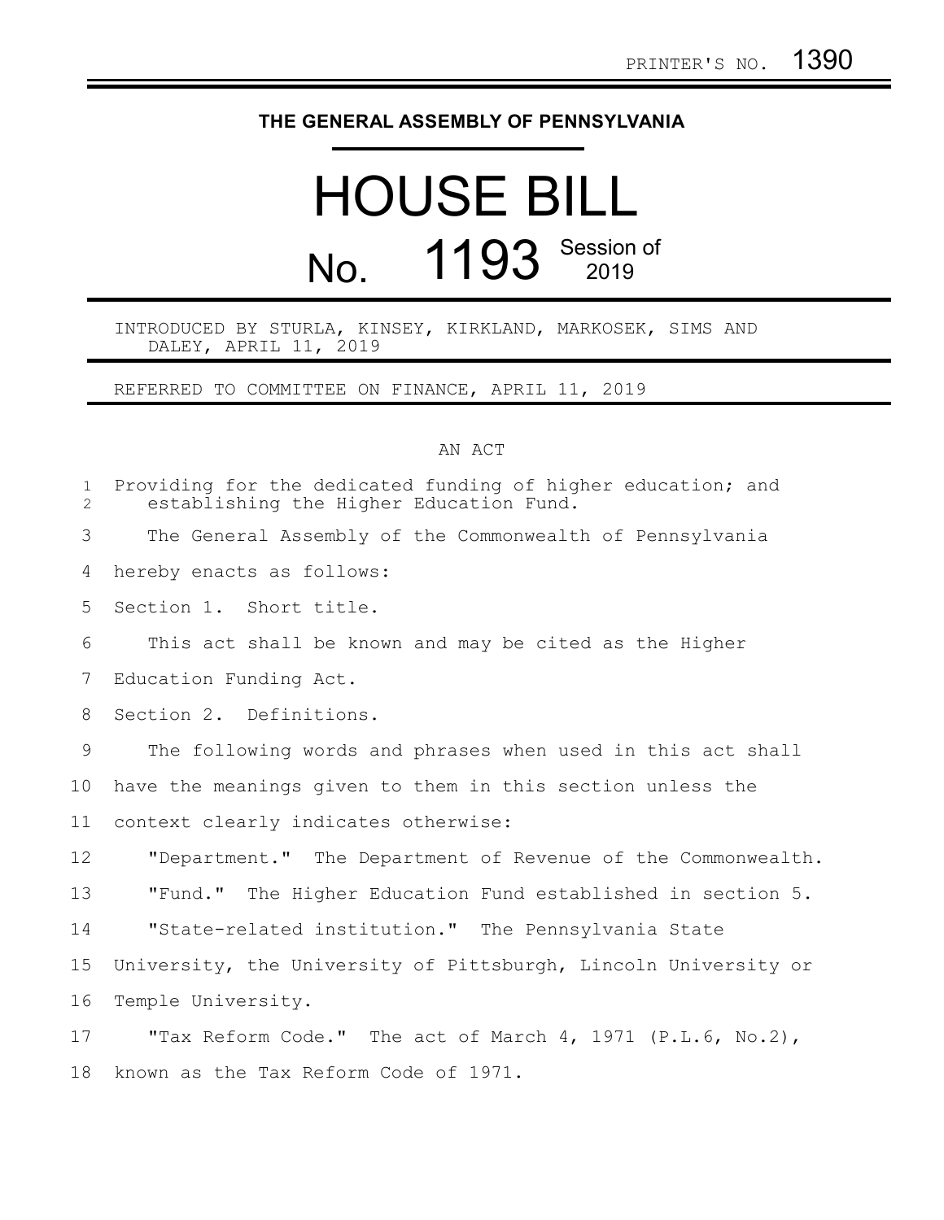PRINTER'S NO. 1390

# THE GENERAL ASSEMBLY OF PENNSYLVANIA

# HOUSE BILL No. 1193 Session of 2019

INTRODUCED BY STURLA, KINSEY, KIRKLAND, MARKOSEK, SIMS AND DALEY, APRIL 11, 2019

REFERRED TO COMMITTEE ON FINANCE, APRIL 11, 2019

## AN ACT

Providing for the dedicated funding of higher education; and establishing the Higher Education Fund.

The General Assembly of the Commonwealth of Pennsylvania hereby enacts as follows:

Section 1. Short title.

This act shall be known and may be cited as the Higher Education Funding Act.

Section 2. Definitions.

The following words and phrases when used in this act shall have the meanings given to them in this section unless the context clearly indicates otherwise:

"Department." The Department of Revenue of the Commonwealth.

"Fund." The Higher Education Fund established in section 5.

"State-related institution." The Pennsylvania State University, the University of Pittsburgh, Lincoln University or Temple University.

"Tax Reform Code." The act of March 4, 1971 (P.L.6, No.2), known as the Tax Reform Code of 1971.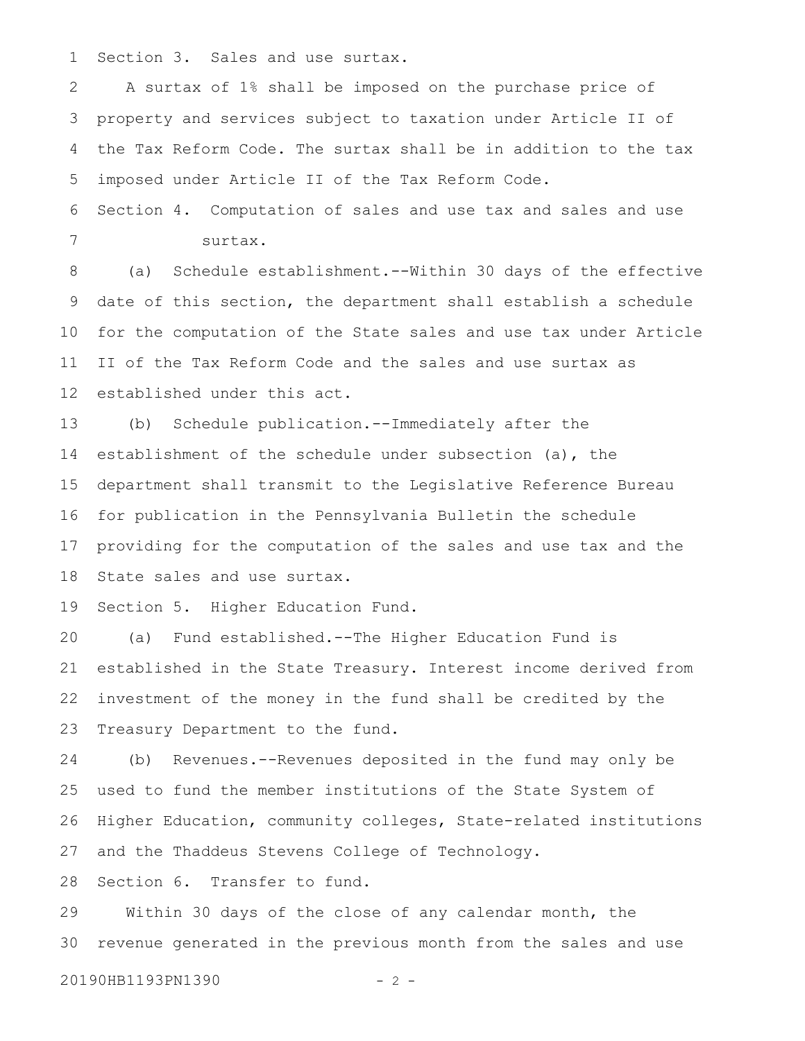Section 3. Sales and use surtax.

A surtax of 1% shall be imposed on the purchase price of property and services subject to taxation under Article II of the Tax Reform Code. The surtax shall be in addition to the tax imposed under Article II of the Tax Reform Code.

Section 4. Computation of sales and use tax and sales and use surtax.

(a) Schedule establishment.--Within 30 days of the effective date of this section, the department shall establish a schedule for the computation of the State sales and use tax under Article II of the Tax Reform Code and the sales and use surtax as established under this act.

(b) Schedule publication.--Immediately after the establishment of the schedule under subsection (a), the department shall transmit to the Legislative Reference Bureau for publication in the Pennsylvania Bulletin the schedule providing for the computation of the sales and use tax and the State sales and use surtax.

Section 5. Higher Education Fund.

(a) Fund established.--The Higher Education Fund is established in the State Treasury. Interest income derived from investment of the money in the fund shall be credited by the Treasury Department to the fund.

(b) Revenues.--Revenues deposited in the fund may only be used to fund the member institutions of the State System of Higher Education, community colleges, State-related institutions and the Thaddeus Stevens College of Technology.

Section 6. Transfer to fund.

Within 30 days of the close of any calendar month, the revenue generated in the previous month from the sales and use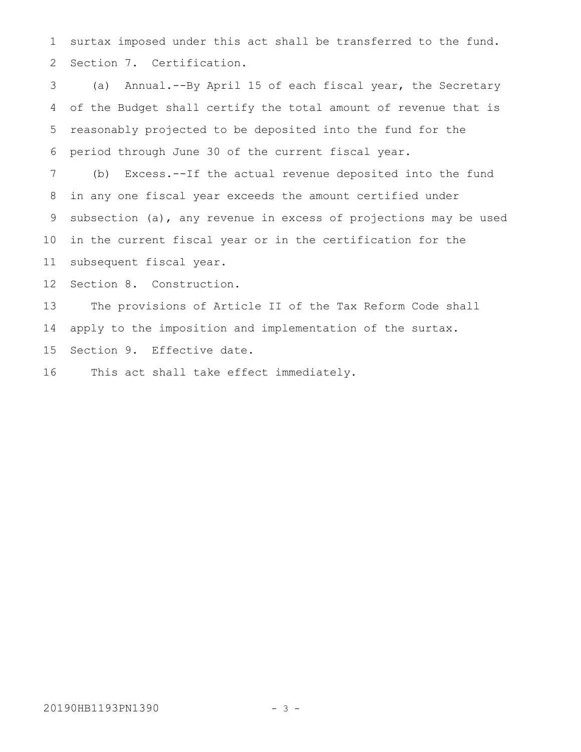surtax imposed under this act shall be transferred to the fund.

Section 7. Certification.

(a) Annual.--By April 15 of each fiscal year, the Secretary of the Budget shall certify the total amount of revenue that is reasonably projected to be deposited into the fund for the period through June 30 of the current fiscal year.

(b) Excess.--If the actual revenue deposited into the fund in any one fiscal year exceeds the amount certified under subsection (a), any revenue in excess of projections may be used in the current fiscal year or in the certification for the subsequent fiscal year.

Section 8. Construction.

The provisions of Article II of the Tax Reform Code shall apply to the imposition and implementation of the surtax.

Section 9. Effective date.

This act shall take effect immediately.